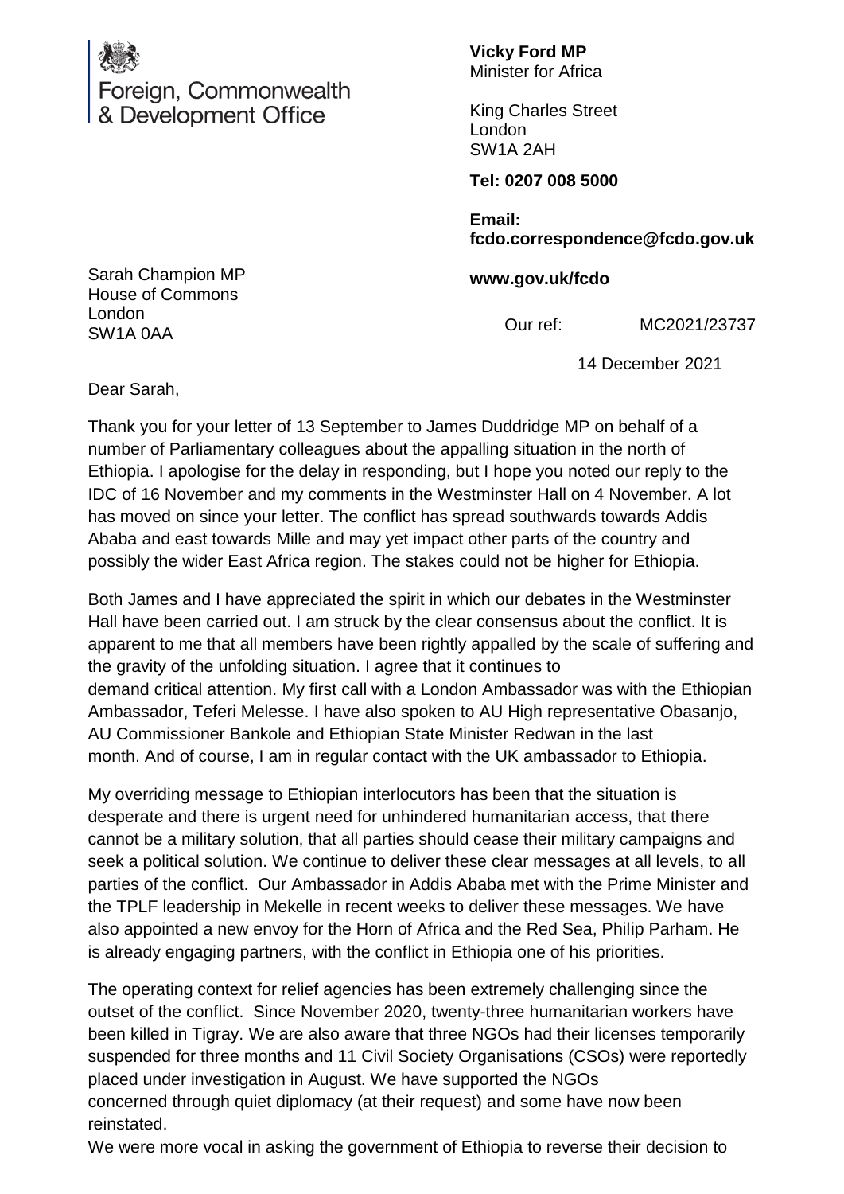Foreign, Commonwealth & Development Office

**Vicky Ford MP**
Minister for Africa

King Charles Street
London
SW1A 2AH

**Tel: 0207 008 5000**

**Email: fcdo.correspondence@fcdo.gov.uk**

**www.gov.uk/fcdo**

Sarah Champion MP
House of Commons
London
SW1A 0AA

Our ref: MC2021/23737

14 December 2021

Dear Sarah,

Thank you for your letter of 13 September to James Duddridge MP on behalf of a number of Parliamentary colleagues about the appalling situation in the north of Ethiopia. I apologise for the delay in responding, but I hope you noted our reply to the IDC of 16 November and my comments in the Westminster Hall on 4 November. A lot has moved on since your letter. The conflict has spread southwards towards Addis Ababa and east towards Mille and may yet impact other parts of the country and possibly the wider East Africa region. The stakes could not be higher for Ethiopia.

Both James and I have appreciated the spirit in which our debates in the Westminster Hall have been carried out. I am struck by the clear consensus about the conflict. It is apparent to me that all members have been rightly appalled by the scale of suffering and the gravity of the unfolding situation. I agree that it continues to demand critical attention. My first call with a London Ambassador was with the Ethiopian Ambassador, Teferi Melesse. I have also spoken to AU High representative Obasanjo, AU Commissioner Bankole and Ethiopian State Minister Redwan in the last month. And of course, I am in regular contact with the UK ambassador to Ethiopia.

My overriding message to Ethiopian interlocutors has been that the situation is desperate and there is urgent need for unhindered humanitarian access, that there cannot be a military solution, that all parties should cease their military campaigns and seek a political solution. We continue to deliver these clear messages at all levels, to all parties of the conflict. Our Ambassador in Addis Ababa met with the Prime Minister and the TPLF leadership in Mekelle in recent weeks to deliver these messages. We have also appointed a new envoy for the Horn of Africa and the Red Sea, Philip Parham. He is already engaging partners, with the conflict in Ethiopia one of his priorities.

The operating context for relief agencies has been extremely challenging since the outset of the conflict. Since November 2020, twenty-three humanitarian workers have been killed in Tigray. We are also aware that three NGOs had their licenses temporarily suspended for three months and 11 Civil Society Organisations (CSOs) were reportedly placed under investigation in August. We have supported the NGOs concerned through quiet diplomacy (at their request) and some have now been reinstated.

We were more vocal in asking the government of Ethiopia to reverse their decision to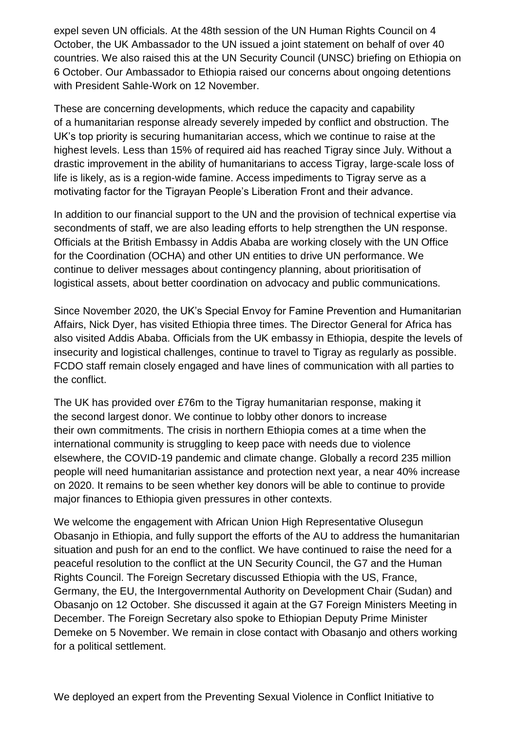expel seven UN officials. At the 48th session of the UN Human Rights Council on 4 October, the UK Ambassador to the UN issued a joint statement on behalf of over 40 countries. We also raised this at the UN Security Council (UNSC) briefing on Ethiopia on 6 October. Our Ambassador to Ethiopia raised our concerns about ongoing detentions with President Sahle-Work on 12 November.

These are concerning developments, which reduce the capacity and capability of a humanitarian response already severely impeded by conflict and obstruction. The UK's top priority is securing humanitarian access, which we continue to raise at the highest levels. Less than 15% of required aid has reached Tigray since July. Without a drastic improvement in the ability of humanitarians to access Tigray, large-scale loss of life is likely, as is a region-wide famine. Access impediments to Tigray serve as a motivating factor for the Tigrayan People's Liberation Front and their advance.

In addition to our financial support to the UN and the provision of technical expertise via secondments of staff, we are also leading efforts to help strengthen the UN response. Officials at the British Embassy in Addis Ababa are working closely with the UN Office for the Coordination (OCHA) and other UN entities to drive UN performance. We continue to deliver messages about contingency planning, about prioritisation of logistical assets, about better coordination on advocacy and public communications.

Since November 2020, the UK's Special Envoy for Famine Prevention and Humanitarian Affairs, Nick Dyer, has visited Ethiopia three times. The Director General for Africa has also visited Addis Ababa. Officials from the UK embassy in Ethiopia, despite the levels of insecurity and logistical challenges, continue to travel to Tigray as regularly as possible. FCDO staff remain closely engaged and have lines of communication with all parties to the conflict.

The UK has provided over £76m to the Tigray humanitarian response, making it the second largest donor. We continue to lobby other donors to increase their own commitments. The crisis in northern Ethiopia comes at a time when the international community is struggling to keep pace with needs due to violence elsewhere, the COVID-19 pandemic and climate change. Globally a record 235 million people will need humanitarian assistance and protection next year, a near 40% increase on 2020. It remains to be seen whether key donors will be able to continue to provide major finances to Ethiopia given pressures in other contexts.

We welcome the engagement with African Union High Representative Olusegun Obasanjo in Ethiopia, and fully support the efforts of the AU to address the humanitarian situation and push for an end to the conflict. We have continued to raise the need for a peaceful resolution to the conflict at the UN Security Council, the G7 and the Human Rights Council. The Foreign Secretary discussed Ethiopia with the US, France, Germany, the EU, the Intergovernmental Authority on Development Chair (Sudan) and Obasanjo on 12 October. She discussed it again at the G7 Foreign Ministers Meeting in December. The Foreign Secretary also spoke to Ethiopian Deputy Prime Minister Demeke on 5 November. We remain in close contact with Obasanjo and others working for a political settlement.

We deployed an expert from the Preventing Sexual Violence in Conflict Initiative to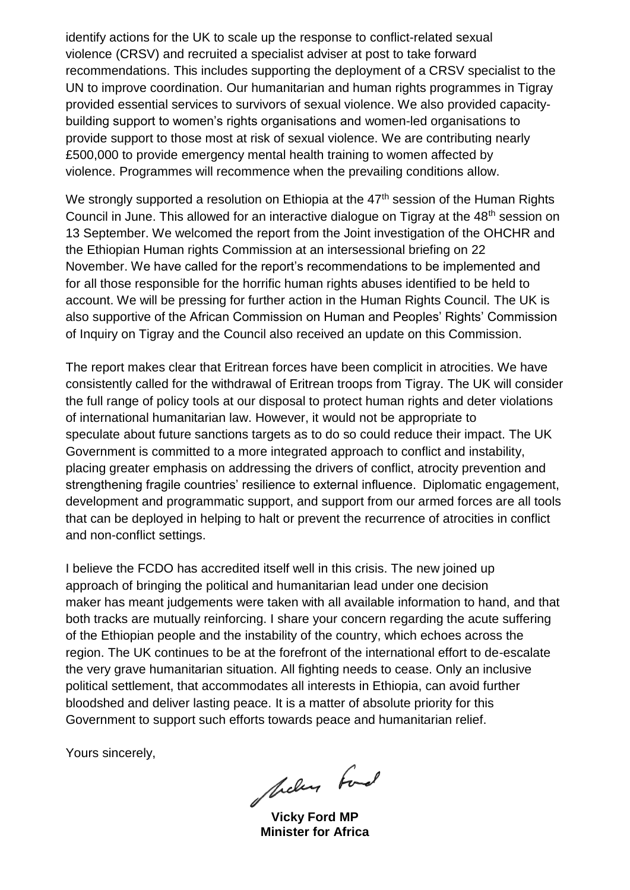identify actions for the UK to scale up the response to conflict-related sexual violence (CRSV) and recruited a specialist adviser at post to take forward recommendations. This includes supporting the deployment of a CRSV specialist to the UN to improve coordination. Our humanitarian and human rights programmes in Tigray provided essential services to survivors of sexual violence. We also provided capacity-building support to women's rights organisations and women-led organisations to provide support to those most at risk of sexual violence. We are contributing nearly £500,000 to provide emergency mental health training to women affected by violence. Programmes will recommence when the prevailing conditions allow.

We strongly supported a resolution on Ethiopia at the 47th session of the Human Rights Council in June. This allowed for an interactive dialogue on Tigray at the 48th session on 13 September. We welcomed the report from the Joint investigation of the OHCHR and the Ethiopian Human rights Commission at an intersessional briefing on 22 November. We have called for the report's recommendations to be implemented and for all those responsible for the horrific human rights abuses identified to be held to account. We will be pressing for further action in the Human Rights Council. The UK is also supportive of the African Commission on Human and Peoples' Rights' Commission of Inquiry on Tigray and the Council also received an update on this Commission.

The report makes clear that Eritrean forces have been complicit in atrocities. We have consistently called for the withdrawal of Eritrean troops from Tigray. The UK will consider the full range of policy tools at our disposal to protect human rights and deter violations of international humanitarian law. However, it would not be appropriate to speculate about future sanctions targets as to do so could reduce their impact. The UK Government is committed to a more integrated approach to conflict and instability, placing greater emphasis on addressing the drivers of conflict, atrocity prevention and strengthening fragile countries' resilience to external influence. Diplomatic engagement, development and programmatic support, and support from our armed forces are all tools that can be deployed in helping to halt or prevent the recurrence of atrocities in conflict and non-conflict settings.

I believe the FCDO has accredited itself well in this crisis. The new joined up approach of bringing the political and humanitarian lead under one decision maker has meant judgements were taken with all available information to hand, and that both tracks are mutually reinforcing. I share your concern regarding the acute suffering of the Ethiopian people and the instability of the country, which echoes across the region. The UK continues to be at the forefront of the international effort to de-escalate the very grave humanitarian situation. All fighting needs to cease. Only an inclusive political settlement, that accommodates all interests in Ethiopia, can avoid further bloodshed and deliver lasting peace. It is a matter of absolute priority for this Government to support such efforts towards peace and humanitarian relief.

Yours sincerely,

**Vicky Ford MP**
**Minister for Africa**